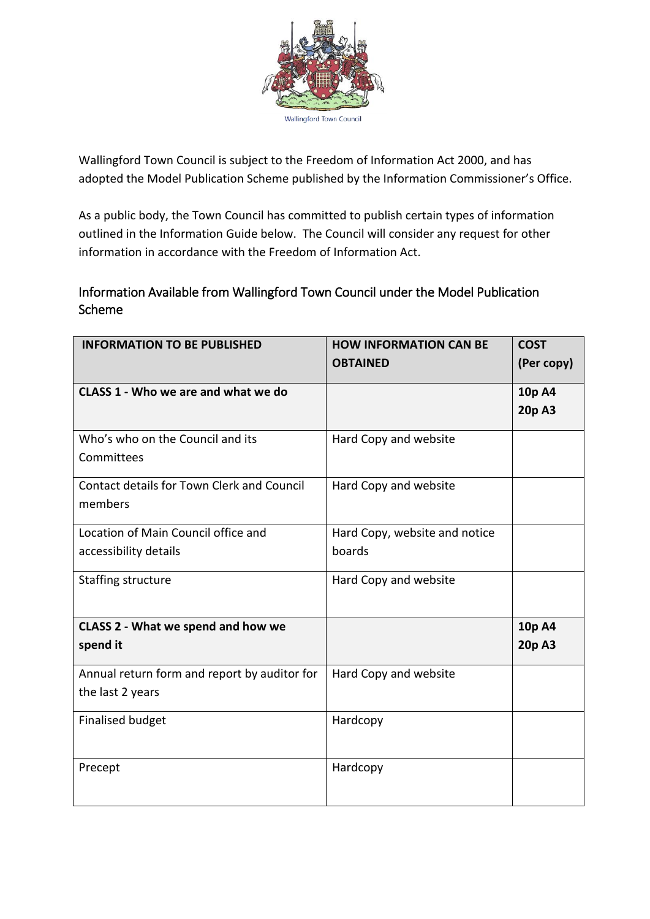Wallingford Town Council

Wallingford Town Council is subject to the Freedom of Information Act 2000, and has adopted the Model Publication Scheme published by the Information Commissioner's Office.

As a public body, the Town Council has committed to publish certain types of information outlined in the Information Guide below. The Council will consider any request for other information in accordance with the Freedom of Information Act.

## Information Available from Wallingford Town Council under the Model Publication Scheme

| INFORMATION TO BE PUBLISHED | HOW INFORMATION CAN BE OBTAINED | COST (Per copy) |
|---|---|---|
| **CLASS 1 - Who we are and what we do** | | **10p A4 20p A3** |
| Who's who on the Council and its Committees | Hard Copy and website | |
| Contact details for Town Clerk and Council members | Hard Copy and website | |
| Location of Main Council office and accessibility details | Hard Copy, website and notice boards | |
| Staffing structure | Hard Copy and website | |
| **CLASS 2 - What we spend and how we spend it** | | **10p A4 20p A3** |
| Annual return form and report by auditor for the last 2 years | Hard Copy and website | |
| Finalised budget | Hardcopy | |
| Precept | Hardcopy | |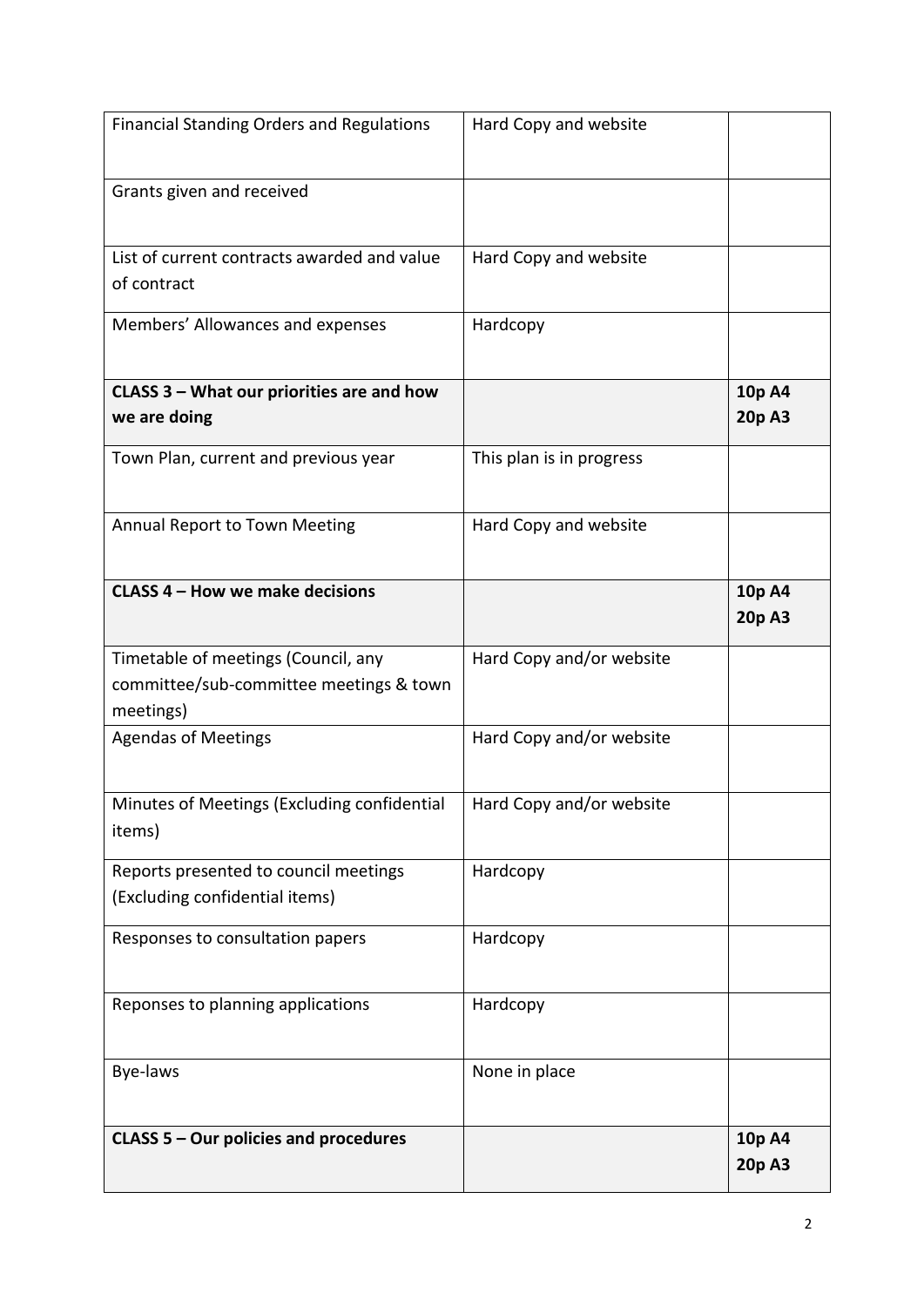| | | |
|---|---|---|
| Financial Standing Orders and Regulations | Hard Copy and website | |
| Grants given and received | | |
| List of current contracts awarded and value of contract | Hard Copy and website | |
| Members' Allowances and expenses | Hardcopy | |
| **CLASS 3 – What our priorities are and how we are doing** | | **10p A4**<br>**20p A3** |
| Town Plan, current and previous year | This plan is in progress | |
| Annual Report to Town Meeting | Hard Copy and website | |
| **CLASS 4 – How we make decisions** | | **10p A4**<br>**20p A3** |
| Timetable of meetings (Council, any committee/sub-committee meetings & town meetings) | Hard Copy and/or website | |
| Agendas of Meetings | Hard Copy and/or website | |
| Minutes of Meetings (Excluding confidential items) | Hard Copy and/or website | |
| Reports presented to council meetings (Excluding confidential items) | Hardcopy | |
| Responses to consultation papers | Hardcopy | |
| Reponses to planning applications | Hardcopy | |
| Bye-laws | None in place | |
| **CLASS 5 – Our policies and procedures** | | **10p A4**<br>**20p A3** |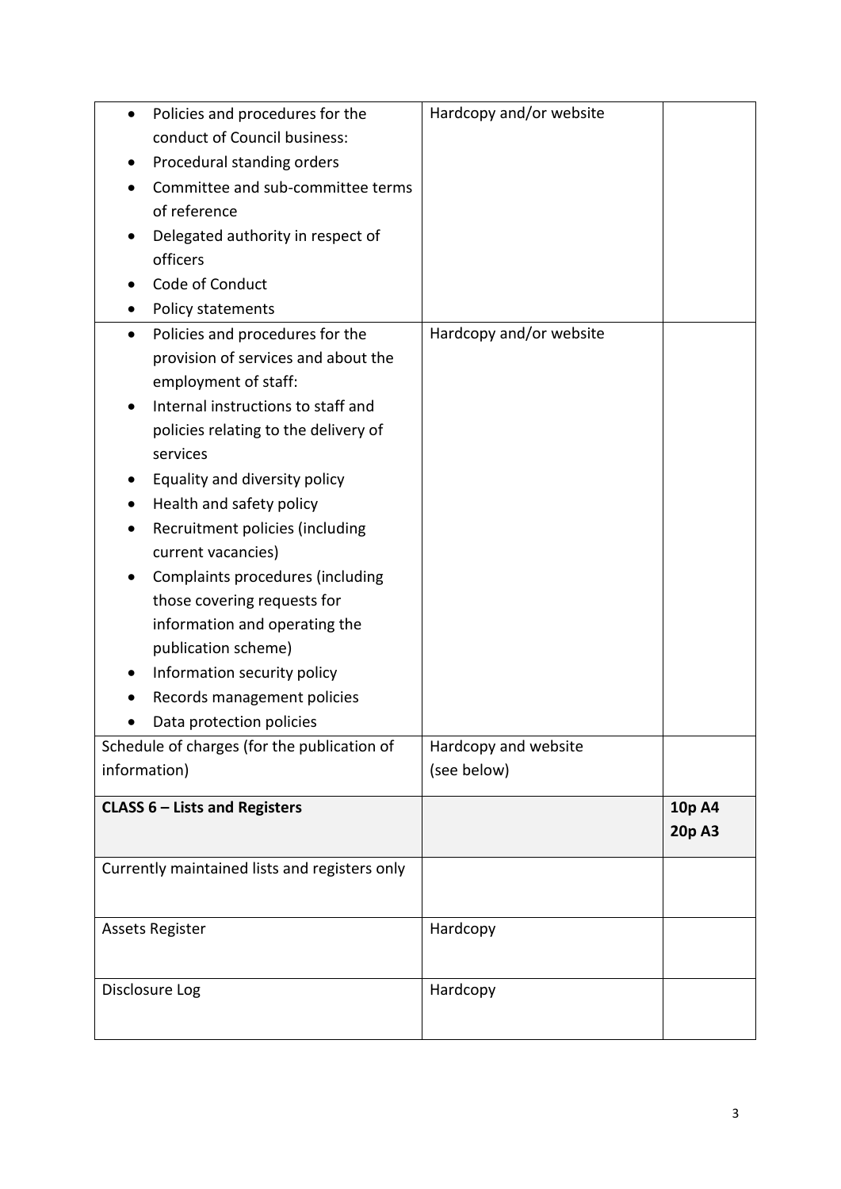| | | |
|---|---|---|
| • Policies and procedures for the conduct of Council business:<br>• Procedural standing orders<br>• Committee and sub-committee terms of reference<br>• Delegated authority in respect of officers<br>• Code of Conduct<br>• Policy statements | Hardcopy and/or website | |
| • Policies and procedures for the provision of services and about the employment of staff:<br>• Internal instructions to staff and policies relating to the delivery of services<br>• Equality and diversity policy<br>• Health and safety policy<br>• Recruitment policies (including current vacancies)<br>• Complaints procedures (including those covering requests for information and operating the publication scheme)<br>• Information security policy<br>• Records management policies<br>• Data protection policies | Hardcopy and/or website | |
| Schedule of charges (for the publication of information) | Hardcopy and website (see below) | |
| **CLASS 6 – Lists and Registers** | | **10p A4**<br>**20p A3** |
| Currently maintained lists and registers only | | |
| Assets Register | Hardcopy | |
| Disclosure Log | Hardcopy | |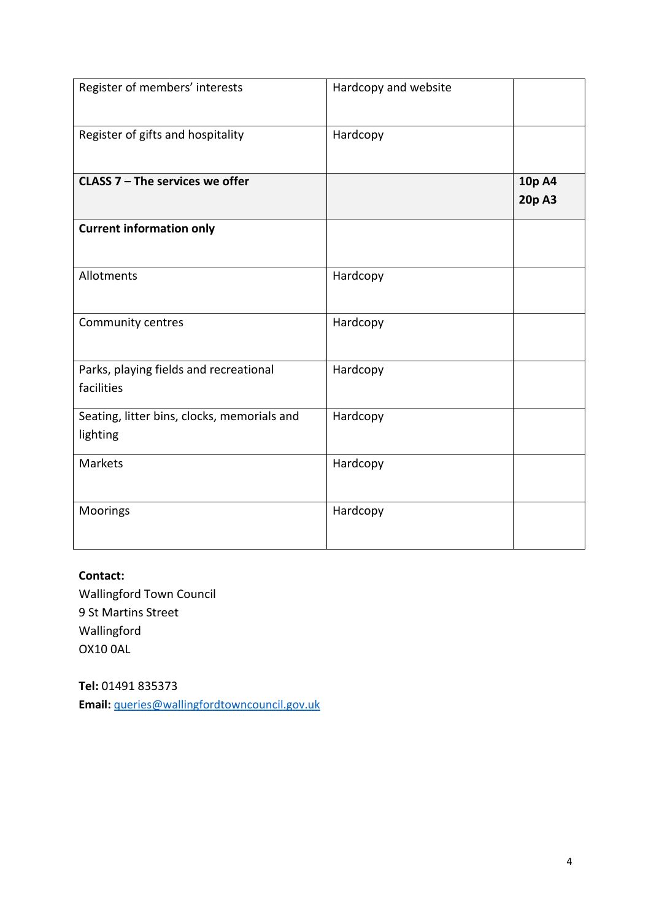| Register of members' interests | Hardcopy and website | |
|---|---|---|
| Register of gifts and hospitality | Hardcopy | |
| **CLASS 7 – The services we offer** | | **10p A4**<br>**20p A3** |
| **Current information only** | | |
| Allotments | Hardcopy | |
| Community centres | Hardcopy | |
| Parks, playing fields and recreational facilities | Hardcopy | |
| Seating, litter bins, clocks, memorials and lighting | Hardcopy | |
| Markets | Hardcopy | |
| Moorings | Hardcopy | |

**Contact:**
Wallingford Town Council
9 St Martins Street
Wallingford
OX10 0AL

**Tel:** 01491 835373
**Email:** queries@wallingfordtowncouncil.gov.uk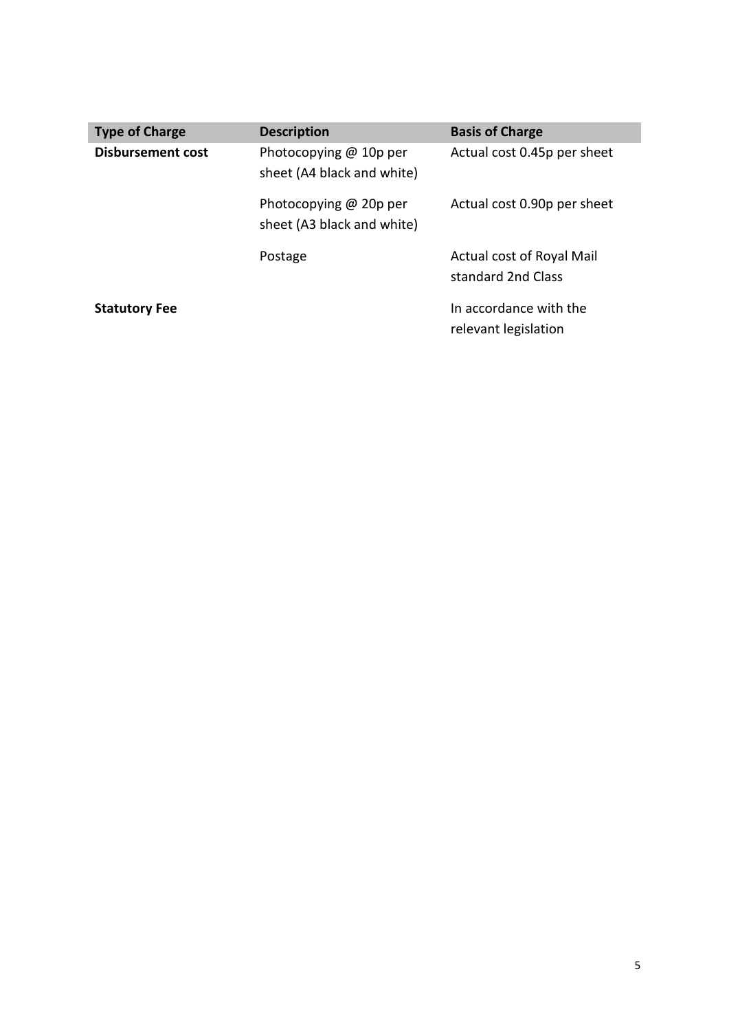| Type of Charge | Description | Basis of Charge |
|---|---|---|
| **Disbursement cost** | Photocopying @ 10p per sheet (A4 black and white) | Actual cost 0.45p per sheet |
| | Photocopying @ 20p per sheet (A3 black and white) | Actual cost 0.90p per sheet |
| | Postage | Actual cost of Royal Mail standard 2nd Class |
| **Statutory Fee** | | In accordance with the relevant legislation |